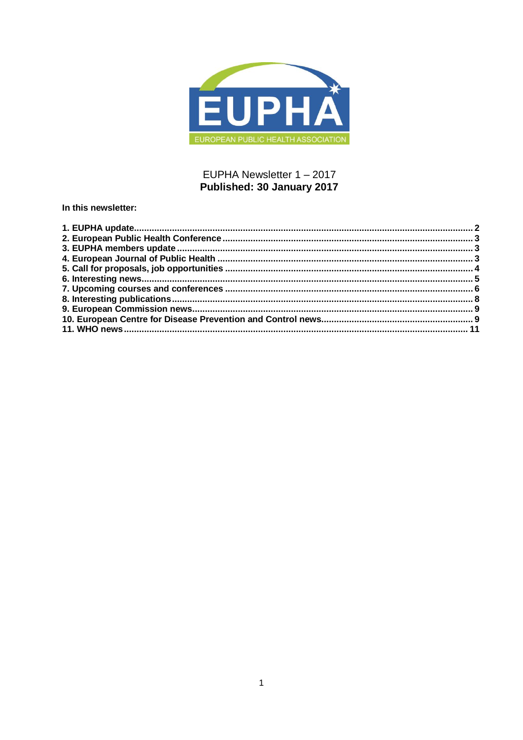EUPHA

EUROPEAN PUBLIC HEALTH ASSOCIATION

EUPHA Newsletter 1 – 2017

**Published: 30 January 2017**

**In this newsletter:**

**1. EUPHA update** .......... 2
**2. European Public Health Conference** .......... 3
**3. EUPHA members update** .......... 3
**4. European Journal of Public Health** .......... 3
**5. Call for proposals, job opportunities** .......... 4
**6. Interesting news** .......... 5
**7. Upcoming courses and conferences** .......... 6
**8. Interesting publications** .......... 8
**9. European Commission news** .......... 9
**10. European Centre for Disease Prevention and Control news** .......... 9
**11. WHO news** .......... 11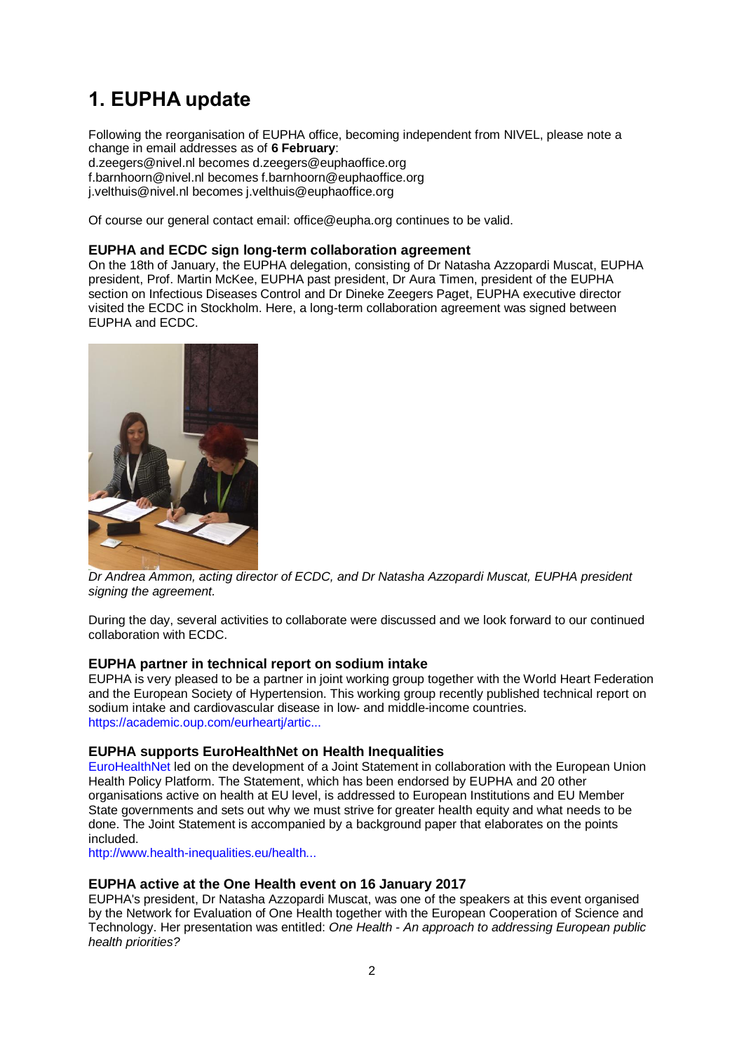# 1. EUPHA update

Following the reorganisation of EUPHA office, becoming independent from NIVEL, please note a change in email addresses as of **6 February**:
d.zeegers@nivel.nl becomes d.zeegers@euphaoffice.org
f.barnhoorn@nivel.nl becomes f.barnhoorn@euphaoffice.org
j.velthuis@nivel.nl becomes j.velthuis@euphaoffice.org

Of course our general contact email: office@eupha.org continues to be valid.

### EUPHA and ECDC sign long-term collaboration agreement

On the 18th of January, the EUPHA delegation, consisting of Dr Natasha Azzopardi Muscat, EUPHA president, Prof. Martin McKee, EUPHA past president, Dr Aura Timen, president of the EUPHA section on Infectious Diseases Control and Dr Dineke Zeegers Paget, EUPHA executive director visited the ECDC in Stockholm. Here, a long-term collaboration agreement was signed between EUPHA and ECDC.

*Dr Andrea Ammon, acting director of ECDC, and Dr Natasha Azzopardi Muscat, EUPHA president signing the agreement.*

During the day, several activities to collaborate were discussed and we look forward to our continued collaboration with ECDC.

### EUPHA partner in technical report on sodium intake

EUPHA is very pleased to be a partner in joint working group together with the World Heart Federation and the European Society of Hypertension. This working group recently published technical report on sodium intake and cardiovascular disease in low- and middle-income countries.
https://academic.oup.com/eurheartj/artic...

### EUPHA supports EuroHealthNet on Health Inequalities

EuroHealthNet led on the development of a Joint Statement in collaboration with the European Union Health Policy Platform. The Statement, which has been endorsed by EUPHA and 20 other organisations active on health at EU level, is addressed to European Institutions and EU Member State governments and sets out why we must strive for greater health equity and what needs to be done. The Joint Statement is accompanied by a background paper that elaborates on the points included.
http://www.health-inequalities.eu/health...

### EUPHA active at the One Health event on 16 January 2017

EUPHA's president, Dr Natasha Azzopardi Muscat, was one of the speakers at this event organised by the Network for Evaluation of One Health together with the European Cooperation of Science and Technology. Her presentation was entitled: *One Health - An approach to addressing European public health priorities?*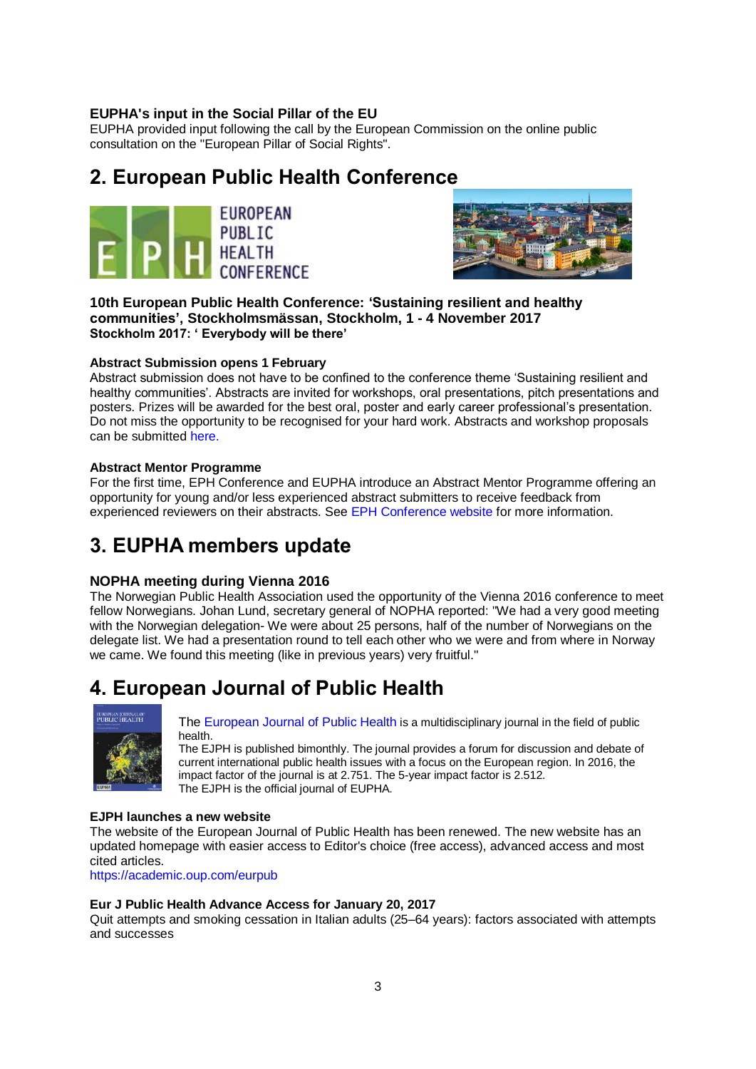### EUPHA's input in the Social Pillar of the EU

EUPHA provided input following the call by the European Commission on the online public consultation on the "European Pillar of Social Rights".

## 2. European Public Health Conference

**10th European Public Health Conference: 'Sustaining resilient and healthy communities', Stockholmsmässan, Stockholm, 1 - 4 November 2017**
**Stockholm 2017: ' Everybody will be there'**

### Abstract Submission opens 1 February

Abstract submission does not have to be confined to the conference theme 'Sustaining resilient and healthy communities'. Abstracts are invited for workshops, oral presentations, pitch presentations and posters. Prizes will be awarded for the best oral, poster and early career professional's presentation. Do not miss the opportunity to be recognised for your hard work. Abstracts and workshop proposals can be submitted here.

### Abstract Mentor Programme

For the first time, EPH Conference and EUPHA introduce an Abstract Mentor Programme offering an opportunity for young and/or less experienced abstract submitters to receive feedback from experienced reviewers on their abstracts. See EPH Conference website for more information.

## 3. EUPHA members update

### NOPHA meeting during Vienna 2016

The Norwegian Public Health Association used the opportunity of the Vienna 2016 conference to meet fellow Norwegians. Johan Lund, secretary general of NOPHA reported: "We had a very good meeting with the Norwegian delegation- We were about 25 persons, half of the number of Norwegians on the delegate list. We had a presentation round to tell each other who we were and from where in Norway we came. We found this meeting (like in previous years) very fruitful."

## 4. European Journal of Public Health

The European Journal of Public Health is a multidisciplinary journal in the field of public health.
The EJPH is published bimonthly. The journal provides a forum for discussion and debate of current international public health issues with a focus on the European region. In 2016, the impact factor of the journal is at 2.751. The 5-year impact factor is 2.512.
The EJPH is the official journal of EUPHA.

### EJPH launches a new website

The website of the European Journal of Public Health has been renewed. The new website has an updated homepage with easier access to Editor's choice (free access), advanced access and most cited articles.
https://academic.oup.com/eurpub

### Eur J Public Health Advance Access for January 20, 2017

Quit attempts and smoking cessation in Italian adults (25–64 years): factors associated with attempts and successes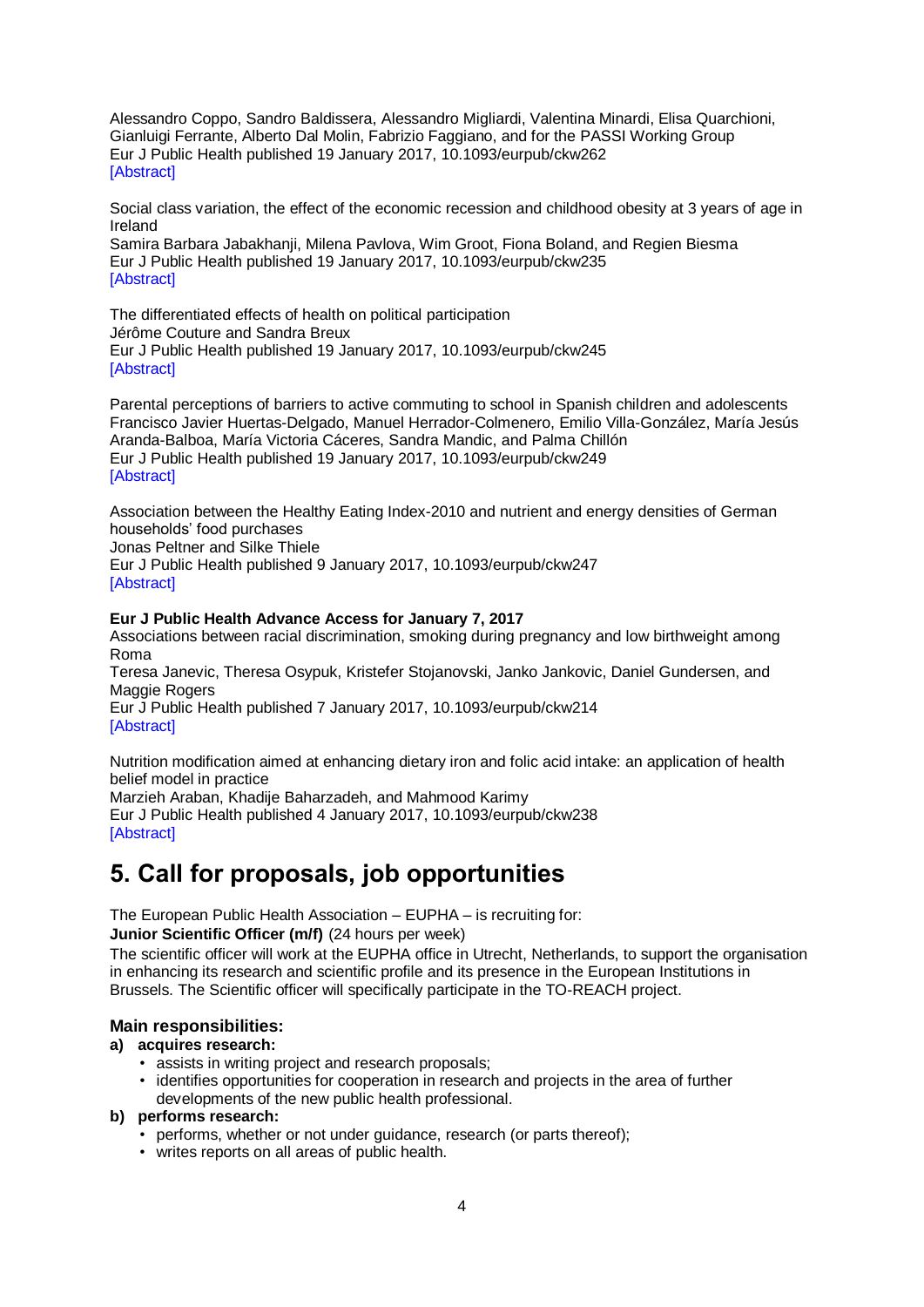Alessandro Coppo, Sandro Baldissera, Alessandro Migliardi, Valentina Minardi, Elisa Quarchioni, Gianluigi Ferrante, Alberto Dal Molin, Fabrizio Faggiano, and for the PASSI Working Group
Eur J Public Health published 19 January 2017, 10.1093/eurpub/ckw262
[Abstract]

Social class variation, the effect of the economic recession and childhood obesity at 3 years of age in Ireland
Samira Barbara Jabakhanji, Milena Pavlova, Wim Groot, Fiona Boland, and Regien Biesma
Eur J Public Health published 19 January 2017, 10.1093/eurpub/ckw235
[Abstract]

The differentiated effects of health on political participation
Jérôme Couture and Sandra Breux
Eur J Public Health published 19 January 2017, 10.1093/eurpub/ckw245
[Abstract]

Parental perceptions of barriers to active commuting to school in Spanish children and adolescents
Francisco Javier Huertas-Delgado, Manuel Herrador-Colmenero, Emilio Villa-González, María Jesús Aranda-Balboa, María Victoria Cáceres, Sandra Mandic, and Palma Chillón
Eur J Public Health published 19 January 2017, 10.1093/eurpub/ckw249
[Abstract]

Association between the Healthy Eating Index-2010 and nutrient and energy densities of German households' food purchases
Jonas Peltner and Silke Thiele
Eur J Public Health published 9 January 2017, 10.1093/eurpub/ckw247
[Abstract]

**Eur J Public Health Advance Access for January 7, 2017**
Associations between racial discrimination, smoking during pregnancy and low birthweight among Roma
Teresa Janevic, Theresa Osypuk, Kristefer Stojanovski, Janko Jankovic, Daniel Gundersen, and Maggie Rogers
Eur J Public Health published 7 January 2017, 10.1093/eurpub/ckw214
[Abstract]

Nutrition modification aimed at enhancing dietary iron and folic acid intake: an application of health belief model in practice
Marzieh Araban, Khadije Baharzadeh, and Mahmood Karimy
Eur J Public Health published 4 January 2017, 10.1093/eurpub/ckw238
[Abstract]

# 5. Call for proposals, job opportunities

The European Public Health Association – EUPHA – is recruiting for:
**Junior Scientific Officer (m/f)** (24 hours per week)
The scientific officer will work at the EUPHA office in Utrecht, Netherlands, to support the organisation in enhancing its research and scientific profile and its presence in the European Institutions in Brussels. The Scientific officer will specifically participate in the TO-REACH project.

### Main responsibilities:

**a) acquires research:**
- assists in writing project and research proposals;
- identifies opportunities for cooperation in research and projects in the area of further developments of the new public health professional.

**b) performs research:**
- performs, whether or not under guidance, research (or parts thereof);
- writes reports on all areas of public health.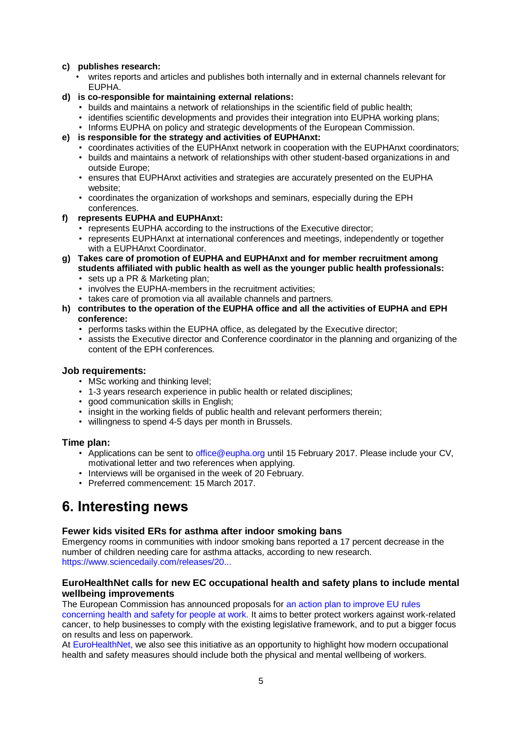**c) publishes research:**

- writes reports and articles and publishes both internally and in external channels relevant for EUPHA.

**d) is co-responsible for maintaining external relations:**

- builds and maintains a network of relationships in the scientific field of public health;
- identifies scientific developments and provides their integration into EUPHA working plans;
- Informs EUPHA on policy and strategic developments of the European Commission.

**e) is responsible for the strategy and activities of EUPHAnxt:**

- coordinates activities of the EUPHAnxt network in cooperation with the EUPHAnxt coordinators;
- builds and maintains a network of relationships with other student-based organizations in and outside Europe;
- ensures that EUPHAnxt activities and strategies are accurately presented on the EUPHA website;
- coordinates the organization of workshops and seminars, especially during the EPH conferences.

**f) represents EUPHA and EUPHAnxt:**

- represents EUPHA according to the instructions of the Executive director;
- represents EUPHAnxt at international conferences and meetings, independently or together with a EUPHAnxt Coordinator.

**g) Takes care of promotion of EUPHA and EUPHAnxt and for member recruitment among students affiliated with public health as well as the younger public health professionals:**

- sets up a PR & Marketing plan;
- involves the EUPHA-members in the recruitment activities;
- takes care of promotion via all available channels and partners.

**h) contributes to the operation of the EUPHA office and all the activities of EUPHA and EPH conference:**

- performs tasks within the EUPHA office, as delegated by the Executive director;
- assists the Executive director and Conference coordinator in the planning and organizing of the content of the EPH conferences.

### Job requirements:

- MSc working and thinking level;
- 1-3 years research experience in public health or related disciplines;
- good communication skills in English;
- insight in the working fields of public health and relevant performers therein;
- willingness to spend 4-5 days per month in Brussels.

### Time plan:

- Applications can be sent to office@eupha.org until 15 February 2017. Please include your CV, motivational letter and two references when applying.
- Interviews will be organised in the week of 20 February.
- Preferred commencement: 15 March 2017.

# 6. Interesting news

### Fewer kids visited ERs for asthma after indoor smoking bans

Emergency rooms in communities with indoor smoking bans reported a 17 percent decrease in the number of children needing care for asthma attacks, according to new research.
https://www.sciencedaily.com/releases/20...

### EuroHealthNet calls for new EC occupational health and safety plans to include mental wellbeing improvements

The European Commission has announced proposals for an action plan to improve EU rules concerning health and safety for people at work. It aims to better protect workers against work-related cancer, to help businesses to comply with the existing legislative framework, and to put a bigger focus on results and less on paperwork.

At EuroHealthNet, we also see this initiative as an opportunity to highlight how modern occupational health and safety measures should include both the physical and mental wellbeing of workers.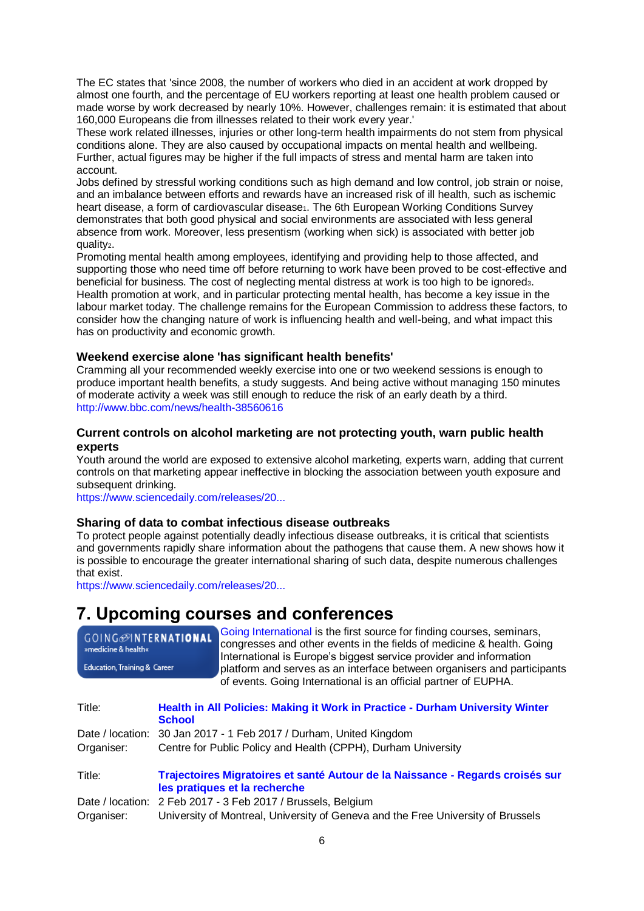The EC states that 'since 2008, the number of workers who died in an accident at work dropped by almost one fourth, and the percentage of EU workers reporting at least one health problem caused or made worse by work decreased by nearly 10%. However, challenges remain: it is estimated that about 160,000 Europeans die from illnesses related to their work every year.'

These work related illnesses, injuries or other long-term health impairments do not stem from physical conditions alone. They are also caused by occupational impacts on mental health and wellbeing. Further, actual figures may be higher if the full impacts of stress and mental harm are taken into account.

Jobs defined by stressful working conditions such as high demand and low control, job strain or noise, and an imbalance between efforts and rewards have an increased risk of ill health, such as ischemic heart disease, a form of cardiovascular disease[1]. The 6th European Working Conditions Survey demonstrates that both good physical and social environments are associated with less general absence from work. Moreover, less presentism (working when sick) is associated with better job quality[2].

Promoting mental health among employees, identifying and providing help to those affected, and supporting those who need time off before returning to work have been proved to be cost-effective and beneficial for business. The cost of neglecting mental distress at work is too high to be ignored[3].

Health promotion at work, and in particular protecting mental health, has become a key issue in the labour market today. The challenge remains for the European Commission to address these factors, to consider how the changing nature of work is influencing health and well-being, and what impact this has on productivity and economic growth.

### Weekend exercise alone 'has significant health benefits'

Cramming all your recommended weekly exercise into one or two weekend sessions is enough to produce important health benefits, a study suggests. And being active without managing 150 minutes of moderate activity a week was still enough to reduce the risk of an early death by a third.

http://www.bbc.com/news/health-38560616

### Current controls on alcohol marketing are not protecting youth, warn public health experts

Youth around the world are exposed to extensive alcohol marketing, experts warn, adding that current controls on that marketing appear ineffective in blocking the association between youth exposure and subsequent drinking.

https://www.sciencedaily.com/releases/20...

### Sharing of data to combat infectious disease outbreaks

To protect people against potentially deadly infectious disease outbreaks, it is critical that scientists and governments rapidly share information about the pathogens that cause them. A new shows how it is possible to encourage the greater international sharing of such data, despite numerous challenges that exist.

https://www.sciencedaily.com/releases/20...

## 7. Upcoming courses and conferences

GOING INTERNATIONAL »medicine & health« Education, Training & Career

Going International is the first source for finding courses, seminars, congresses and other events in the fields of medicine & health. Going International is Europe's biggest service provider and information platform and serves as an interface between organisers and participants of events. Going International is an official partner of EUPHA.

| | |
|---|---|
| Title: | **Health in All Policies: Making it Work in Practice - Durham University Winter School** |
| Date / location: | 30 Jan 2017 - 1 Feb 2017 / Durham, United Kingdom |
| Organiser: | Centre for Public Policy and Health (CPPH), Durham University |

| | |
|---|---|
| Title: | **Trajectoires Migratoires et santé Autour de la Naissance - Regards croisés sur les pratiques et la recherche** |
| Date / location: | 2 Feb 2017 - 3 Feb 2017 / Brussels, Belgium |
| Organiser: | University of Montreal, University of Geneva and the Free University of Brussels |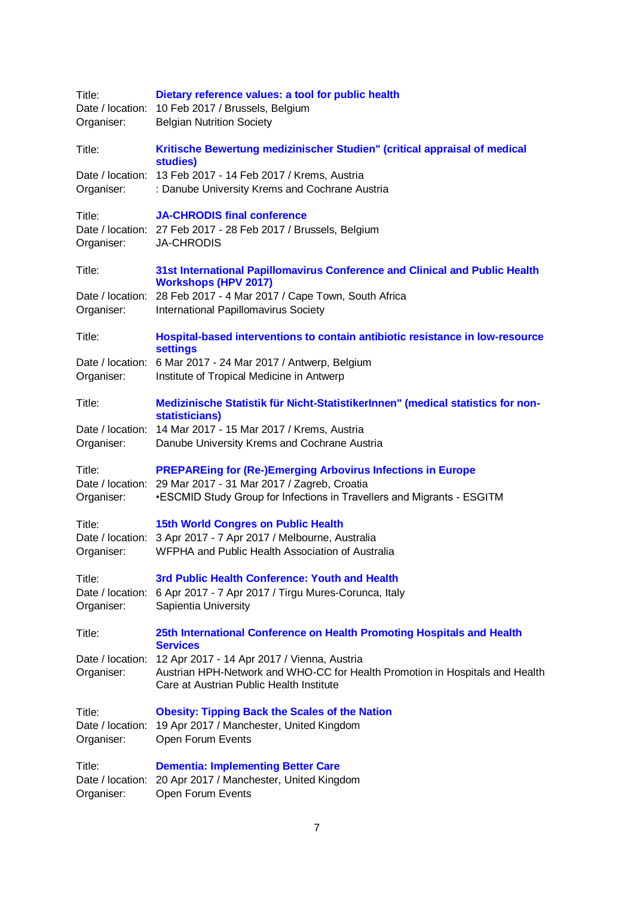Title: **Dietary reference values: a tool for public health**
Date / location: 10 Feb 2017 / Brussels, Belgium
Organiser: Belgian Nutrition Society

Title: **Kritische Bewertung medizinischer Studien" (critical appraisal of medical studies)**
Date / location: 13 Feb 2017 - 14 Feb 2017 / Krems, Austria
Organiser: : Danube University Krems and Cochrane Austria

Title: **JA-CHRODIS final conference**
Date / location: 27 Feb 2017 - 28 Feb 2017 / Brussels, Belgium
Organiser: JA-CHRODIS

Title: **31st International Papillomavirus Conference and Clinical and Public Health Workshops (HPV 2017)**
Date / location: 28 Feb 2017 - 4 Mar 2017 / Cape Town, South Africa
Organiser: International Papillomavirus Society

Title: **Hospital-based interventions to contain antibiotic resistance in low-resource settings**
Date / location: 6 Mar 2017 - 24 Mar 2017 / Antwerp, Belgium
Organiser: Institute of Tropical Medicine in Antwerp

Title: **Medizinische Statistik für Nicht-StatistikerInnen" (medical statistics for non-statisticians)**
Date / location: 14 Mar 2017 - 15 Mar 2017 / Krems, Austria
Organiser: Danube University Krems and Cochrane Austria

Title: **PREPAREing for (Re-)Emerging Arbovirus Infections in Europe**
Date / location: 29 Mar 2017 - 31 Mar 2017 / Zagreb, Croatia
Organiser: •ESCMID Study Group for Infections in Travellers and Migrants - ESGITM

Title: **15th World Congres on Public Health**
Date / location: 3 Apr 2017 - 7 Apr 2017 / Melbourne, Australia
Organiser: WFPHA and Public Health Association of Australia

Title: **3rd Public Health Conference: Youth and Health**
Date / location: 6 Apr 2017 - 7 Apr 2017 / Tirgu Mures-Corunca, Italy
Organiser: Sapientia University

Title: **25th International Conference on Health Promoting Hospitals and Health Services**
Date / location: 12 Apr 2017 - 14 Apr 2017 / Vienna, Austria
Organiser: Austrian HPH-Network and WHO-CC for Health Promotion in Hospitals and Health Care at Austrian Public Health Institute

Title: **Obesity: Tipping Back the Scales of the Nation**
Date / location: 19 Apr 2017 / Manchester, United Kingdom
Organiser: Open Forum Events

Title: **Dementia: Implementing Better Care**
Date / location: 20 Apr 2017 / Manchester, United Kingdom
Organiser: Open Forum Events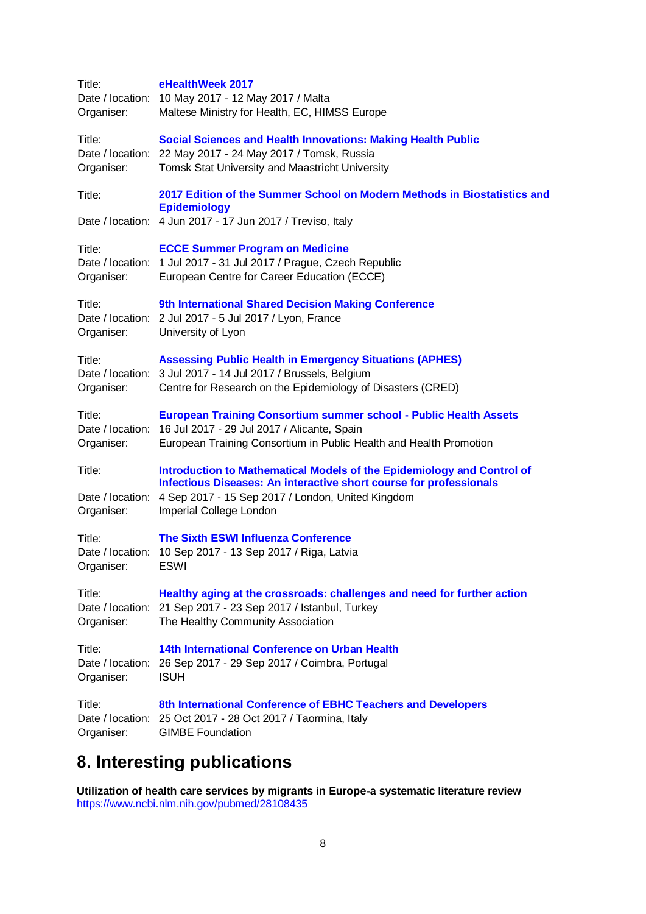Title: **eHealthWeek 2017**
Date / location: 10 May 2017 - 12 May 2017 / Malta
Organiser: Maltese Ministry for Health, EC, HIMSS Europe

Title: **Social Sciences and Health Innovations: Making Health Public**
Date / location: 22 May 2017 - 24 May 2017 / Tomsk, Russia
Organiser: Tomsk Stat University and Maastricht University

Title: **2017 Edition of the Summer School on Modern Methods in Biostatistics and Epidemiology**
Date / location: 4 Jun 2017 - 17 Jun 2017 / Treviso, Italy

Title: **ECCE Summer Program on Medicine**
Date / location: 1 Jul 2017 - 31 Jul 2017 / Prague, Czech Republic
Organiser: European Centre for Career Education (ECCE)

Title: **9th International Shared Decision Making Conference**
Date / location: 2 Jul 2017 - 5 Jul 2017 / Lyon, France
Organiser: University of Lyon

Title: **Assessing Public Health in Emergency Situations (APHES)**
Date / location: 3 Jul 2017 - 14 Jul 2017 / Brussels, Belgium
Organiser: Centre for Research on the Epidemiology of Disasters (CRED)

Title: **European Training Consortium summer school - Public Health Assets**
Date / location: 16 Jul 2017 - 29 Jul 2017 / Alicante, Spain
Organiser: European Training Consortium in Public Health and Health Promotion

Title: **Introduction to Mathematical Models of the Epidemiology and Control of Infectious Diseases: An interactive short course for professionals**
Date / location: 4 Sep 2017 - 15 Sep 2017 / London, United Kingdom
Organiser: Imperial College London

Title: **The Sixth ESWI Influenza Conference**
Date / location: 10 Sep 2017 - 13 Sep 2017 / Riga, Latvia
Organiser: ESWI

Title: **Healthy aging at the crossroads: challenges and need for further action**
Date / location: 21 Sep 2017 - 23 Sep 2017 / Istanbul, Turkey
Organiser: The Healthy Community Association

Title: **14th International Conference on Urban Health**
Date / location: 26 Sep 2017 - 29 Sep 2017 / Coimbra, Portugal
Organiser: ISUH

Title: **8th International Conference of EBHC Teachers and Developers**
Date / location: 25 Oct 2017 - 28 Oct 2017 / Taormina, Italy
Organiser: GIMBE Foundation

## 8. Interesting publications

**Utilization of health care services by migrants in Europe-a systematic literature review**
https://www.ncbi.nlm.nih.gov/pubmed/28108435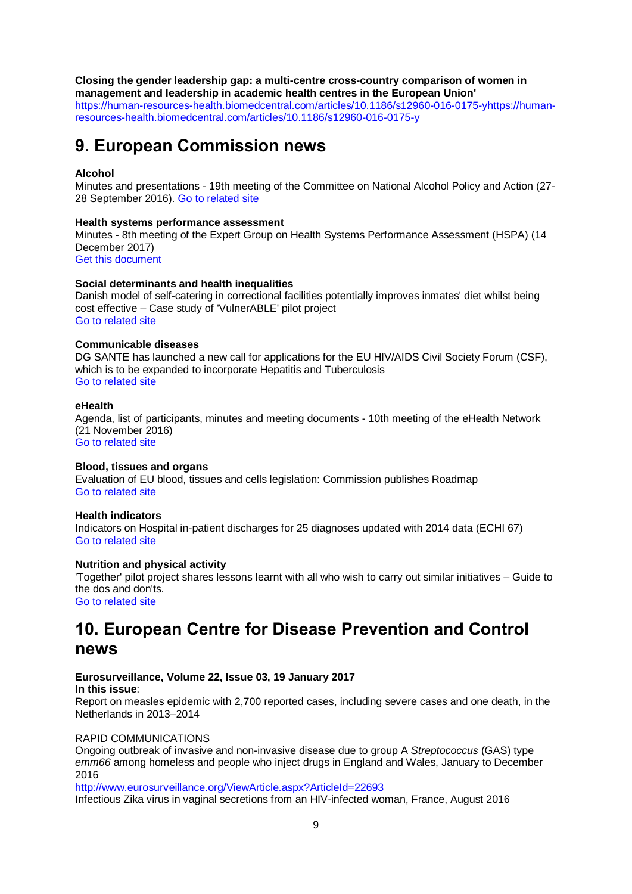**Closing the gender leadership gap: a multi-centre cross-country comparison of women in management and leadership in academic health centres in the European Union'**
https://human-resources-health.biomedcentral.com/articles/10.1186/s12960-016-0175-yhttps://human-resources-health.biomedcentral.com/articles/10.1186/s12960-016-0175-y

# 9. European Commission news

**Alcohol**
Minutes and presentations - 19th meeting of the Committee on National Alcohol Policy and Action (27-28 September 2016). Go to related site

**Health systems performance assessment**
Minutes - 8th meeting of the Expert Group on Health Systems Performance Assessment (HSPA) (14 December 2017)
Get this document

**Social determinants and health inequalities**
Danish model of self-catering in correctional facilities potentially improves inmates' diet whilst being cost effective – Case study of 'VulnerABLE' pilot project
Go to related site

**Communicable diseases**
DG SANTE has launched a new call for applications for the EU HIV/AIDS Civil Society Forum (CSF), which is to be expanded to incorporate Hepatitis and Tuberculosis
Go to related site

**eHealth**
Agenda, list of participants, minutes and meeting documents - 10th meeting of the eHealth Network (21 November 2016)
Go to related site

**Blood, tissues and organs**
Evaluation of EU blood, tissues and cells legislation: Commission publishes Roadmap
Go to related site

**Health indicators**
Indicators on Hospital in-patient discharges for 25 diagnoses updated with 2014 data (ECHI 67)
Go to related site

**Nutrition and physical activity**
'Together' pilot project shares lessons learnt with all who wish to carry out similar initiatives – Guide to the dos and don'ts.
Go to related site

# 10. European Centre for Disease Prevention and Control news

**Eurosurveillance, Volume 22, Issue 03, 19 January 2017**
**In this issue**:
Report on measles epidemic with 2,700 reported cases, including severe cases and one death, in the Netherlands in 2013–2014

RAPID COMMUNICATIONS
Ongoing outbreak of invasive and non-invasive disease due to group A *Streptococcus* (GAS) type *emm66* among homeless and people who inject drugs in England and Wales, January to December 2016
http://www.eurosurveillance.org/ViewArticle.aspx?ArticleId=22693
Infectious Zika virus in vaginal secretions from an HIV-infected woman, France, August 2016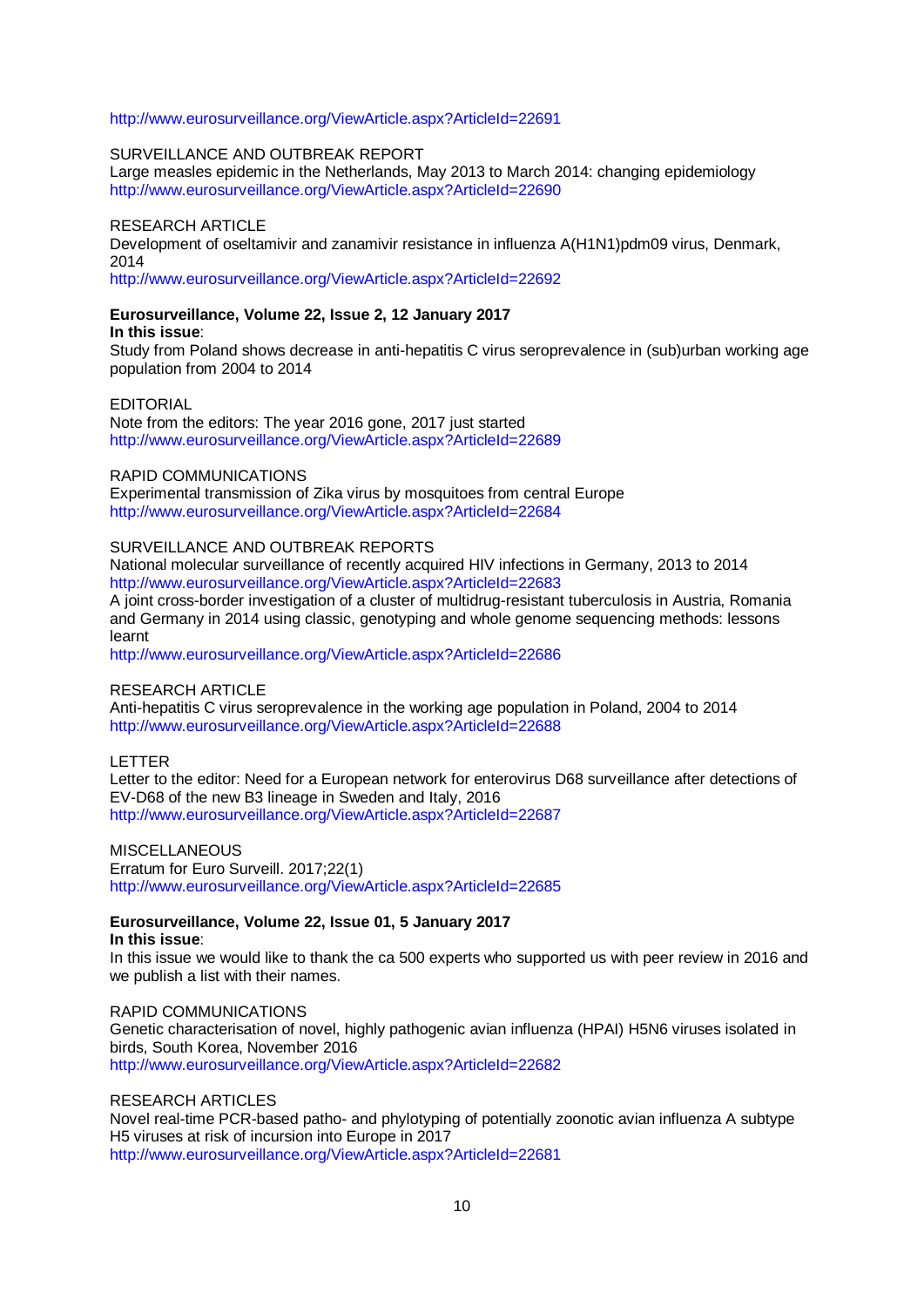http://www.eurosurveillance.org/ViewArticle.aspx?ArticleId=22691

SURVEILLANCE AND OUTBREAK REPORT
Large measles epidemic in the Netherlands, May 2013 to March 2014: changing epidemiology
http://www.eurosurveillance.org/ViewArticle.aspx?ArticleId=22690

RESEARCH ARTICLE
Development of oseltamivir and zanamivir resistance in influenza A(H1N1)pdm09 virus, Denmark, 2014
http://www.eurosurveillance.org/ViewArticle.aspx?ArticleId=22692

**Eurosurveillance, Volume 22, Issue 2, 12 January 2017**
**In this issue**:
Study from Poland shows decrease in anti-hepatitis C virus seroprevalence in (sub)urban working age population from 2004 to 2014

EDITORIAL
Note from the editors: The year 2016 gone, 2017 just started
http://www.eurosurveillance.org/ViewArticle.aspx?ArticleId=22689

RAPID COMMUNICATIONS
Experimental transmission of Zika virus by mosquitoes from central Europe
http://www.eurosurveillance.org/ViewArticle.aspx?ArticleId=22684

SURVEILLANCE AND OUTBREAK REPORTS
National molecular surveillance of recently acquired HIV infections in Germany, 2013 to 2014
http://www.eurosurveillance.org/ViewArticle.aspx?ArticleId=22683
A joint cross-border investigation of a cluster of multidrug-resistant tuberculosis in Austria, Romania and Germany in 2014 using classic, genotyping and whole genome sequencing methods: lessons learnt
http://www.eurosurveillance.org/ViewArticle.aspx?ArticleId=22686

RESEARCH ARTICLE
Anti-hepatitis C virus seroprevalence in the working age population in Poland, 2004 to 2014
http://www.eurosurveillance.org/ViewArticle.aspx?ArticleId=22688

LETTER
Letter to the editor: Need for a European network for enterovirus D68 surveillance after detections of EV-D68 of the new B3 lineage in Sweden and Italy, 2016
http://www.eurosurveillance.org/ViewArticle.aspx?ArticleId=22687

MISCELLANEOUS
Erratum for Euro Surveill. 2017;22(1)
http://www.eurosurveillance.org/ViewArticle.aspx?ArticleId=22685

**Eurosurveillance, Volume 22, Issue 01, 5 January 2017**
**In this issue**:
In this issue we would like to thank the ca 500 experts who supported us with peer review in 2016 and we publish a list with their names.

RAPID COMMUNICATIONS
Genetic characterisation of novel, highly pathogenic avian influenza (HPAI) H5N6 viruses isolated in birds, South Korea, November 2016
http://www.eurosurveillance.org/ViewArticle.aspx?ArticleId=22682

RESEARCH ARTICLES
Novel real-time PCR-based patho- and phylotyping of potentially zoonotic avian influenza A subtype H5 viruses at risk of incursion into Europe in 2017
http://www.eurosurveillance.org/ViewArticle.aspx?ArticleId=22681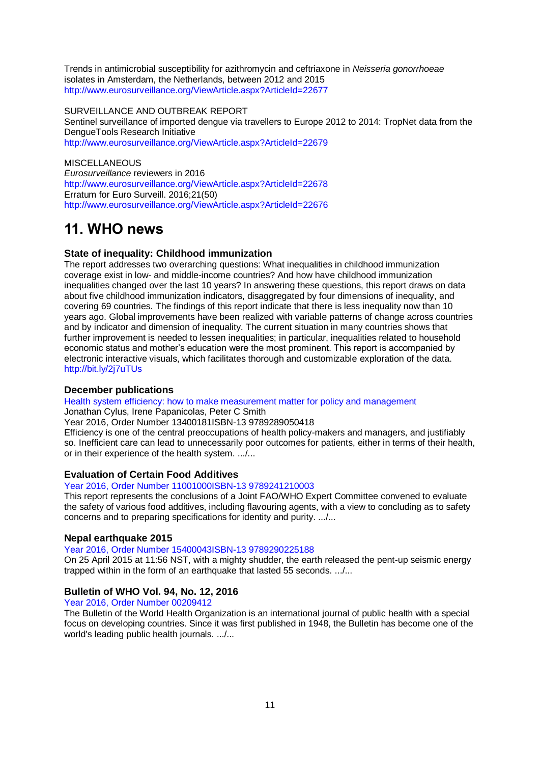Trends in antimicrobial susceptibility for azithromycin and ceftriaxone in *Neisseria gonorrhoeae* isolates in Amsterdam, the Netherlands, between 2012 and 2015
http://www.eurosurveillance.org/ViewArticle.aspx?ArticleId=22677

SURVEILLANCE AND OUTBREAK REPORT
Sentinel surveillance of imported dengue via travellers to Europe 2012 to 2014: TropNet data from the DengueTools Research Initiative
http://www.eurosurveillance.org/ViewArticle.aspx?ArticleId=22679

MISCELLANEOUS
*Eurosurveillance* reviewers in 2016
http://www.eurosurveillance.org/ViewArticle.aspx?ArticleId=22678
Erratum for Euro Surveill. 2016;21(50)
http://www.eurosurveillance.org/ViewArticle.aspx?ArticleId=22676

# 11. WHO news

### State of inequality: Childhood immunization

The report addresses two overarching questions: What inequalities in childhood immunization coverage exist in low- and middle-income countries? And how have childhood immunization inequalities changed over the last 10 years? In answering these questions, this report draws on data about five childhood immunization indicators, disaggregated by four dimensions of inequality, and covering 69 countries. The findings of this report indicate that there is less inequality now than 10 years ago. Global improvements have been realized with variable patterns of change across countries and by indicator and dimension of inequality. The current situation in many countries shows that further improvement is needed to lessen inequalities; in particular, inequalities related to household economic status and mother's education were the most prominent. This report is accompanied by electronic interactive visuals, which facilitates thorough and customizable exploration of the data.
http://bit.ly/2j7uTUs

### December publications

Health system efficiency: how to make measurement matter for policy and management
Jonathan Cylus, Irene Papanicolas, Peter C Smith
Year 2016, Order Number 13400181ISBN-13 9789289050418
Efficiency is one of the central preoccupations of health policy-makers and managers, and justifiably so. Inefficient care can lead to unnecessarily poor outcomes for patients, either in terms of their health, or in their experience of the health system. .../...

### Evaluation of Certain Food Additives

Year 2016, Order Number 11001000ISBN-13 9789241210003
This report represents the conclusions of a Joint FAO/WHO Expert Committee convened to evaluate the safety of various food additives, including flavouring agents, with a view to concluding as to safety concerns and to preparing specifications for identity and purity. .../...

### Nepal earthquake 2015

Year 2016, Order Number 15400043ISBN-13 9789290225188
On 25 April 2015 at 11:56 NST, with a mighty shudder, the earth released the pent-up seismic energy trapped within in the form of an earthquake that lasted 55 seconds. .../...

### Bulletin of WHO Vol. 94, No. 12, 2016

Year 2016, Order Number 00209412
The Bulletin of the World Health Organization is an international journal of public health with a special focus on developing countries. Since it was first published in 1948, the Bulletin has become one of the world's leading public health journals. .../...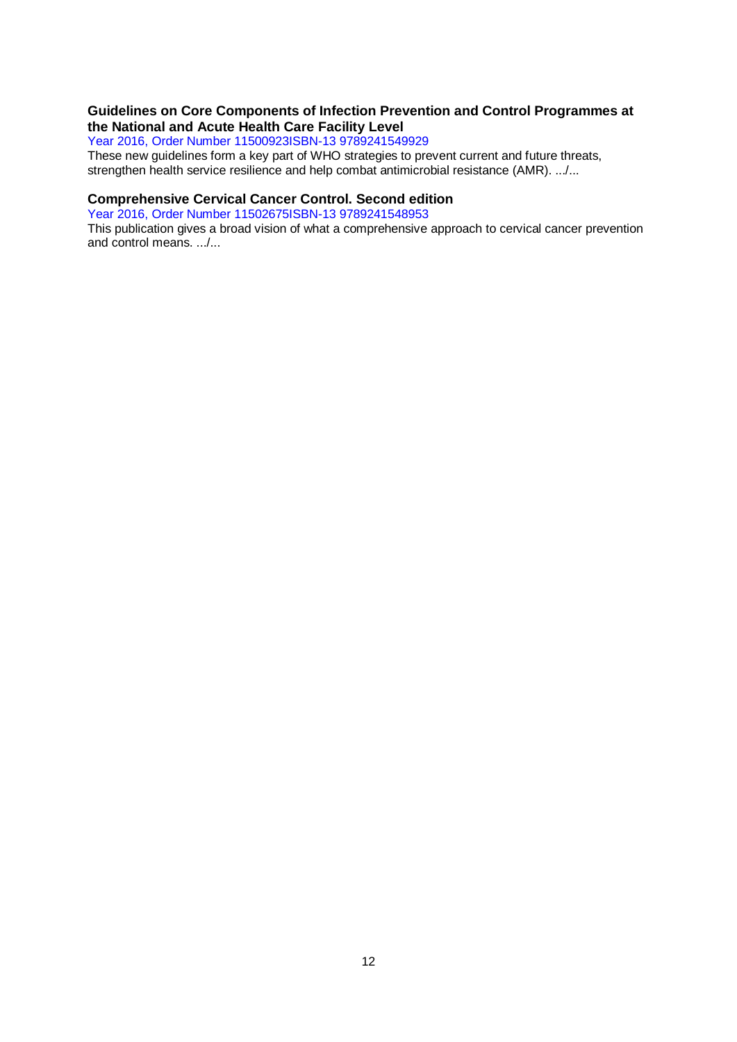**Guidelines on Core Components of Infection Prevention and Control Programmes at the National and Acute Health Care Facility Level**

Year 2016, Order Number 11500923ISBN-13 9789241549929

These new guidelines form a key part of WHO strategies to prevent current and future threats, strengthen health service resilience and help combat antimicrobial resistance (AMR). .../...

**Comprehensive Cervical Cancer Control. Second edition**

Year 2016, Order Number 11502675ISBN-13 9789241548953

This publication gives a broad vision of what a comprehensive approach to cervical cancer prevention and control means. .../...